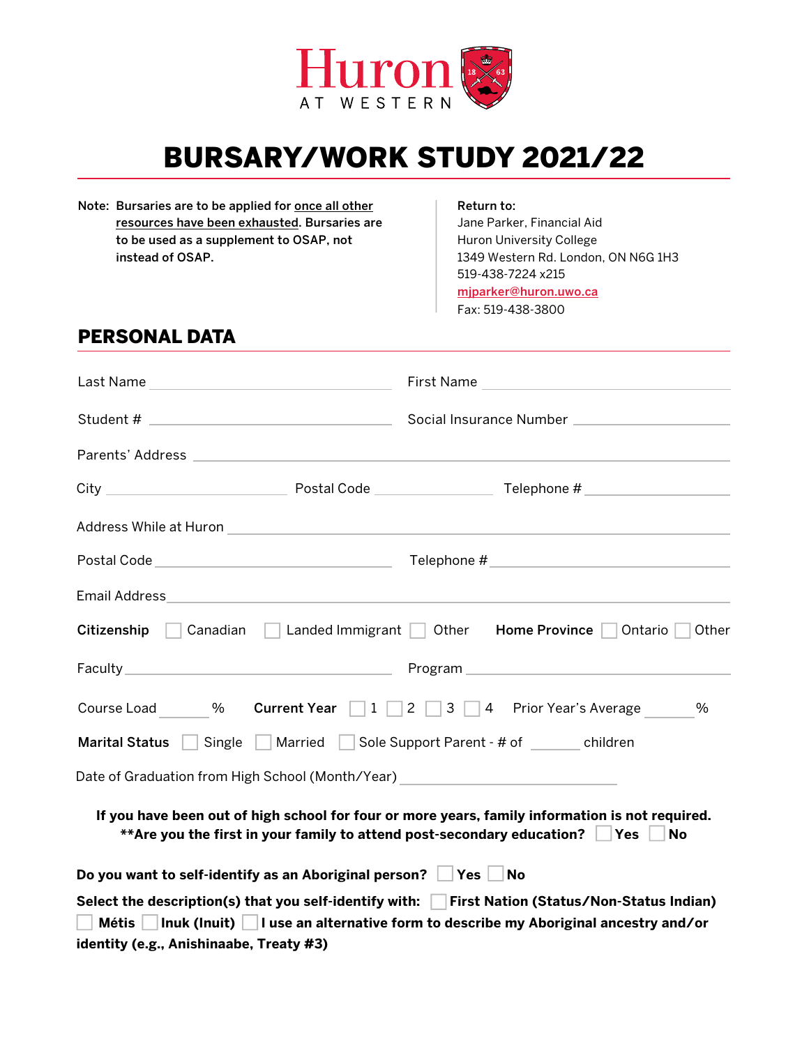Huron AT WESTERN

# BURSARY/WORK STUDY 2021/22

**Note: Bursaries are to be applied for once all other resources have been exhausted. Bursaries are to be used as a supplement to OSAP, not instead of OSAP.**

**Return to:**
Jane Parker, Financial Aid
Huron University College
1349 Western Rd. London, ON N6G 1H3
519-438-7224 x215
mjparker@huron.uwo.ca
Fax: 519-438-3800

## PERSONAL DATA

Last Name ______________________ First Name ______________________

Student # ______________________ Social Insurance Number ______________________

Parents' Address ____________________________________________

City ______________ Postal Code ______________ Telephone # ______________

Address While at Huron ____________________________________________

Postal Code ______________________ Telephone # ______________________

Email Address ____________________________________________

**Citizenship** ☐ Canadian ☐ Landed Immigrant ☐ Other **Home Province** ☐ Ontario ☐ Other

Faculty ______________________ Program ______________________

Course Load ______ % **Current Year** ☐ 1 ☐ 2 ☐ 3 ☐ 4 Prior Year's Average ______ %

**Marital Status** ☐ Single ☐ Married ☐ Sole Support Parent - # of ______ children

Date of Graduation from High School (Month/Year) ______________________

**If you have been out of high school for four or more years, family information is not required.**
**\*\*Are you the first in your family to attend post-secondary education?** ☐ **Yes** ☐ **No**

**Do you want to self-identify as an Aboriginal person?** ☐ **Yes** ☐ **No**

**Select the description(s) that you self-identify with:** ☐ **First Nation (Status/Non-Status Indian)** ☐ **Métis** ☐ **Inuk (Inuit)** ☐ **I use an alternative form to describe my Aboriginal ancestry and/or identity (e.g., Anishinaabe, Treaty #3)**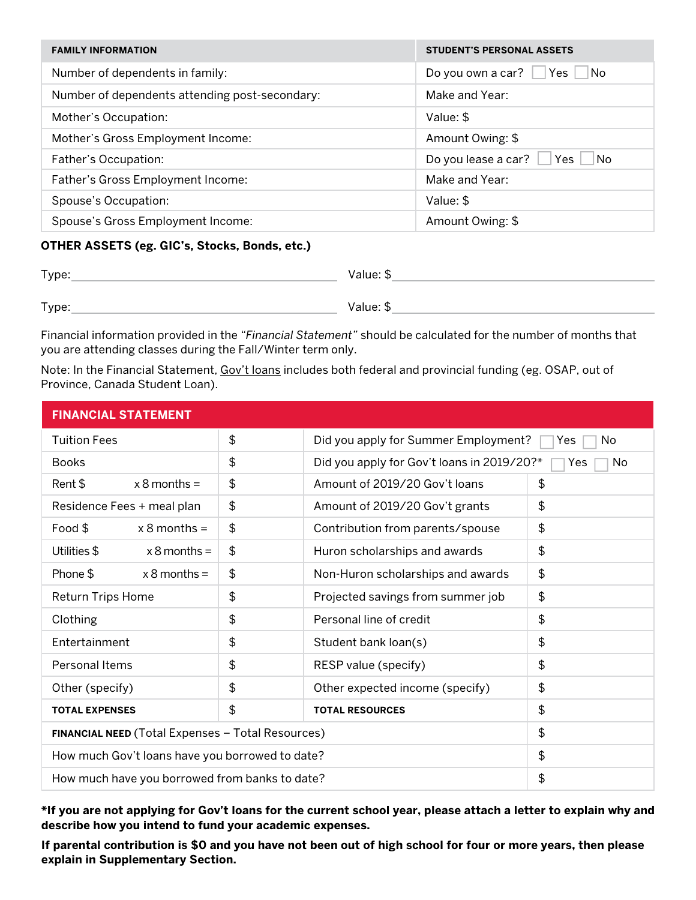| FAMILY INFORMATION | STUDENT'S PERSONAL ASSETS |
|---|---|
| Number of dependents in family: | Do you own a car? ☐ Yes ☐ No |
| Number of dependents attending post-secondary: | Make and Year: |
| Mother's Occupation: | Value: $ |
| Mother's Gross Employment Income: | Amount Owing: $ |
| Father's Occupation: | Do you lease a car? ☐ Yes ☐ No |
| Father's Gross Employment Income: | Make and Year: |
| Spouse's Occupation: | Value: $ |
| Spouse's Gross Employment Income: | Amount Owing: $ |

**OTHER ASSETS (eg. GIC's, Stocks, Bonds, etc.)**

Type:______________________________ Value: $______________________________

Type:______________________________ Value: $______________________________

Financial information provided in the *"Financial Statement"* should be calculated for the number of months that you are attending classes during the Fall/Winter term only.

Note: In the Financial Statement, Gov't loans includes both federal and provincial funding (eg. OSAP, out of Province, Canada Student Loan).

| FINANCIAL STATEMENT | | | |
|---|---|---|---|
| Tuition Fees | $ | Did you apply for Summer Employment? ☐ Yes ☐ No | |
| Books | $ | Did you apply for Gov't loans in 2019/20?* ☐ Yes ☐ No | |
| Rent $ x 8 months = | $ | Amount of 2019/20 Gov't loans | $ |
| Residence Fees + meal plan | $ | Amount of 2019/20 Gov't grants | $ |
| Food $ x 8 months = | $ | Contribution from parents/spouse | $ |
| Utilities $ x 8 months = | $ | Huron scholarships and awards | $ |
| Phone $ x 8 months = | $ | Non-Huron scholarships and awards | $ |
| Return Trips Home | $ | Projected savings from summer job | $ |
| Clothing | $ | Personal line of credit | $ |
| Entertainment | $ | Student bank loan(s) | $ |
| Personal Items | $ | RESP value (specify) | $ |
| Other (specify) | $ | Other expected income (specify) | $ |
| **TOTAL EXPENSES** | $ | **TOTAL RESOURCES** | $ |
| **FINANCIAL NEED** (Total Expenses – Total Resources) | | | $ |
| How much Gov't loans have you borrowed to date? | | | $ |
| How much have you borrowed from banks to date? | | | $ |

**\*If you are not applying for Gov't loans for the current school year, please attach a letter to explain why and describe how you intend to fund your academic expenses.**

**If parental contribution is $0 and you have not been out of high school for four or more years, then please explain in Supplementary Section.**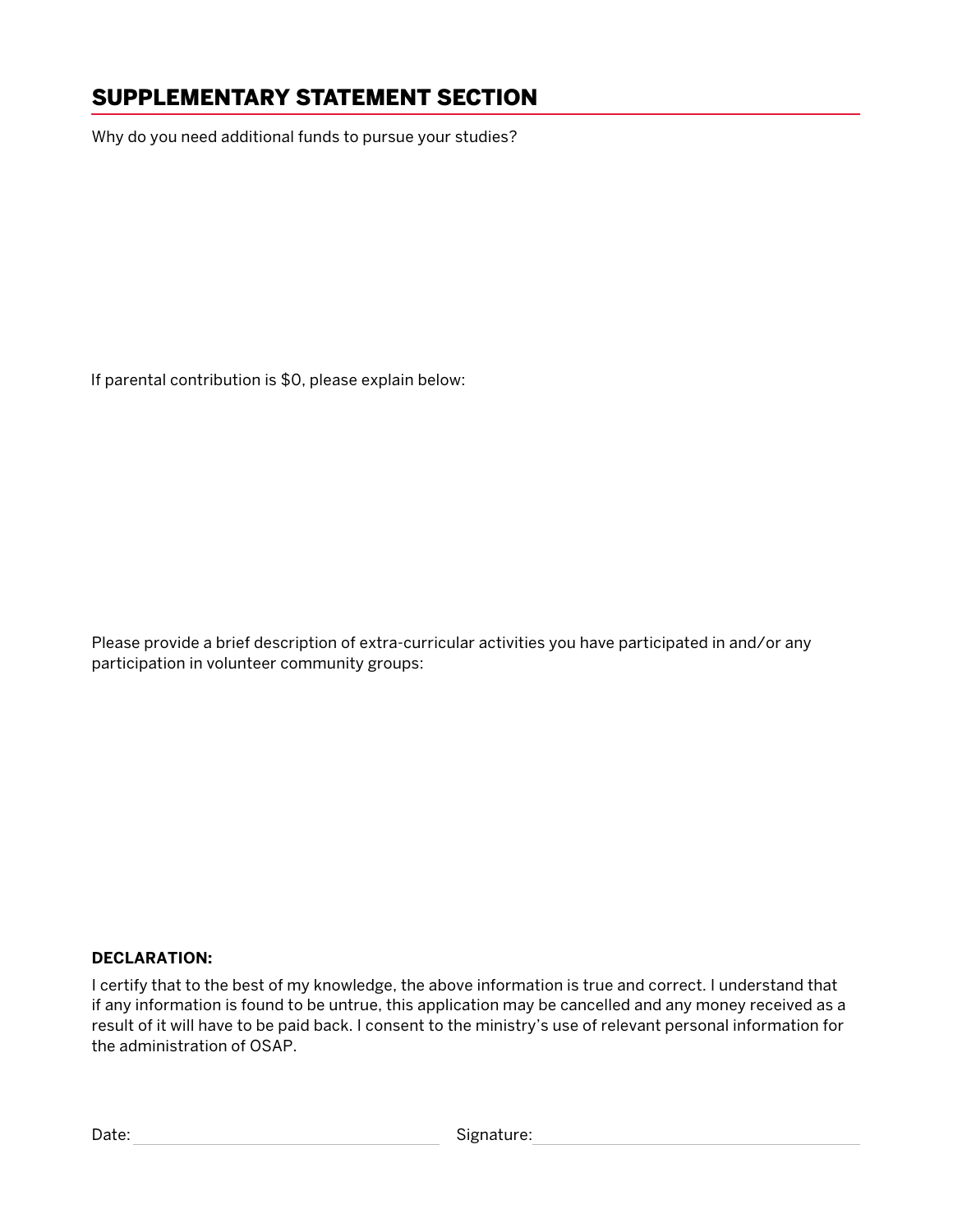## SUPPLEMENTARY STATEMENT SECTION

Why do you need additional funds to pursue your studies?

If parental contribution is $0, please explain below:

Please provide a brief description of extra-curricular activities you have participated in and/or any participation in volunteer community groups:

**DECLARATION:**

I certify that to the best of my knowledge, the above information is true and correct. I understand that if any information is found to be untrue, this application may be cancelled and any money received as a result of it will have to be paid back. I consent to the ministry's use of relevant personal information for the administration of OSAP.

Date: ______________________________ Signature: ______________________________